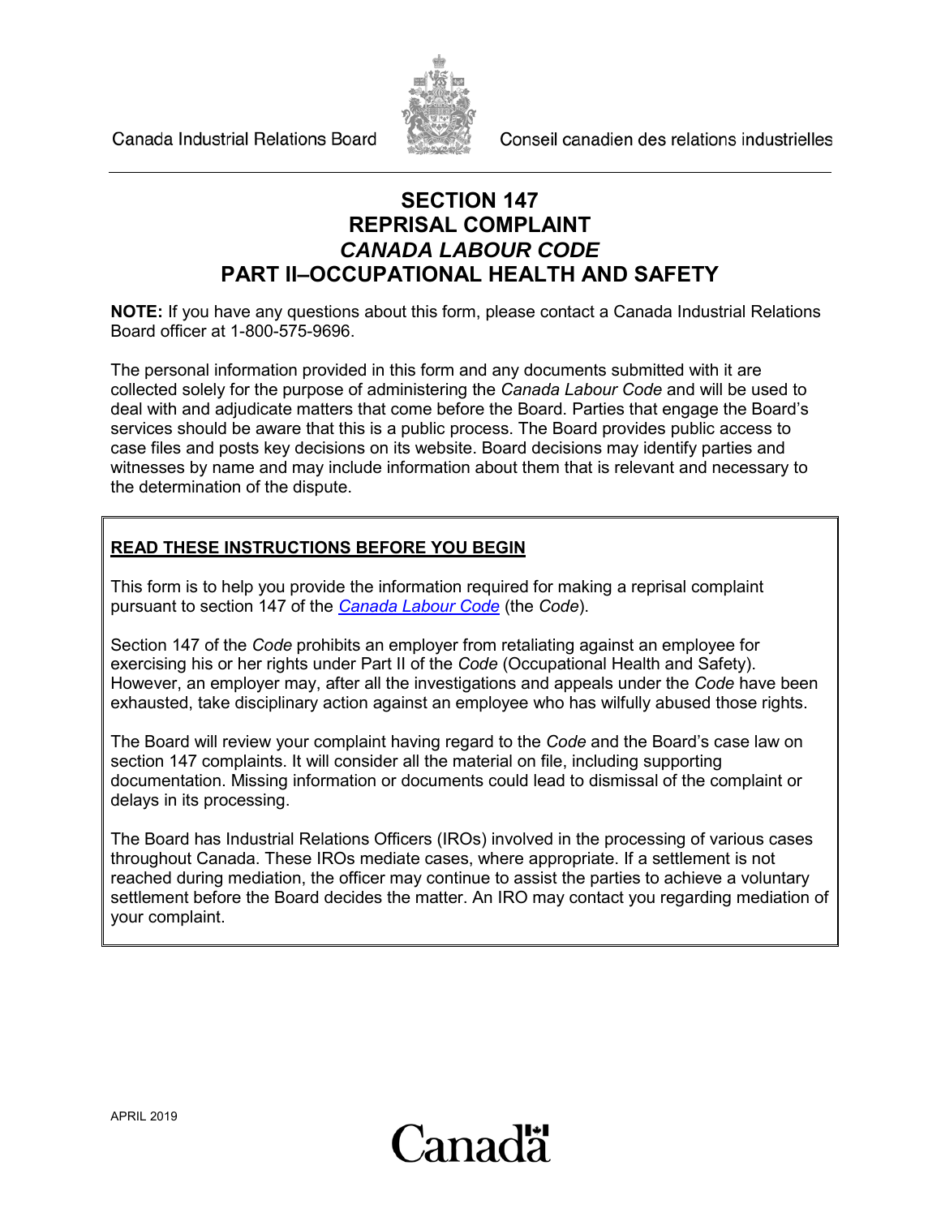Canada Industrial Relations Board | Conseil canadien des relations industrielles

# SECTION 147
# REPRISAL COMPLAINT
# *CANADA LABOUR CODE*
# PART II–OCCUPATIONAL HEALTH AND SAFETY

**NOTE:** If you have any questions about this form, please contact a Canada Industrial Relations Board officer at 1-800-575-9696.

The personal information provided in this form and any documents submitted with it are collected solely for the purpose of administering the *Canada Labour Code* and will be used to deal with and adjudicate matters that come before the Board. Parties that engage the Board's services should be aware that this is a public process. The Board provides public access to case files and posts key decisions on its website. Board decisions may identify parties and witnesses by name and may include information about them that is relevant and necessary to the determination of the dispute.

**READ THESE INSTRUCTIONS BEFORE YOU BEGIN**

This form is to help you provide the information required for making a reprisal complaint pursuant to section 147 of the *Canada Labour Code* (the *Code*).

Section 147 of the *Code* prohibits an employer from retaliating against an employee for exercising his or her rights under Part II of the *Code* (Occupational Health and Safety). However, an employer may, after all the investigations and appeals under the *Code* have been exhausted, take disciplinary action against an employee who has wilfully abused those rights.

The Board will review your complaint having regard to the *Code* and the Board's case law on section 147 complaints. It will consider all the material on file, including supporting documentation. Missing information or documents could lead to dismissal of the complaint or delays in its processing.

The Board has Industrial Relations Officers (IROs) involved in the processing of various cases throughout Canada. These IROs mediate cases, where appropriate. If a settlement is not reached during mediation, the officer may continue to assist the parties to achieve a voluntary settlement before the Board decides the matter. An IRO may contact you regarding mediation of your complaint.

APRIL 2019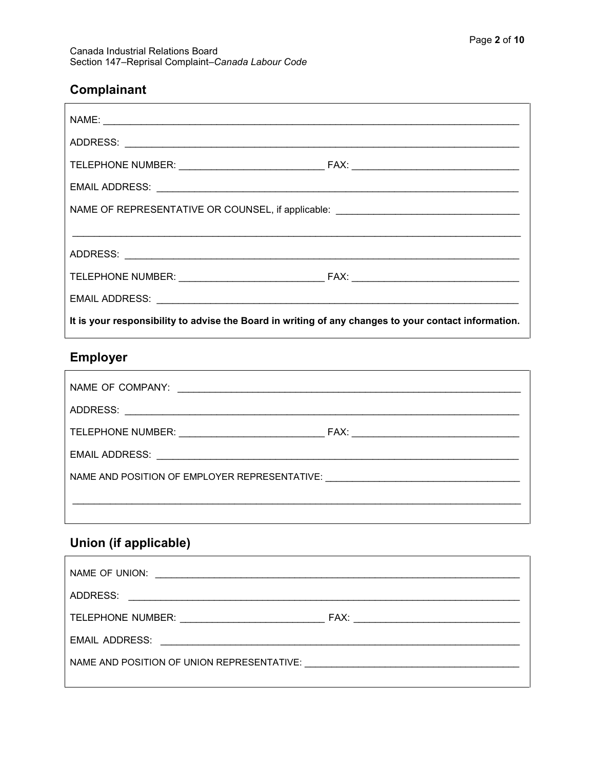## Complainant

NAME: ______________________________________________________________________________

ADDRESS: ___________________________________________________________________________

TELEPHONE NUMBER: __________________________ FAX: ______________________________

EMAIL ADDRESS: _____________________________________________________________________

NAME OF REPRESENTATIVE OR COUNSEL, if applicable: _________________________________

______________________________________________________________________________________

ADDRESS: ___________________________________________________________________________

TELEPHONE NUMBER: __________________________ FAX: ______________________________

EMAIL ADDRESS: _____________________________________________________________________

**It is your responsibility to advise the Board in writing of any changes to your contact information.**

## Employer

NAME OF COMPANY: ___________________________________________________________________

ADDRESS: ___________________________________________________________________________

TELEPHONE NUMBER: __________________________ FAX: ______________________________

EMAIL ADDRESS: _____________________________________________________________________

NAME AND POSITION OF EMPLOYER REPRESENTATIVE: ____________________________________

______________________________________________________________________________________

## Union (if applicable)

NAME OF UNION: _____________________________________________________________________

ADDRESS: ___________________________________________________________________________

TELEPHONE NUMBER: __________________________ FAX: ______________________________

EMAIL ADDRESS: _____________________________________________________________________

NAME AND POSITION OF UNION REPRESENTATIVE: _______________________________________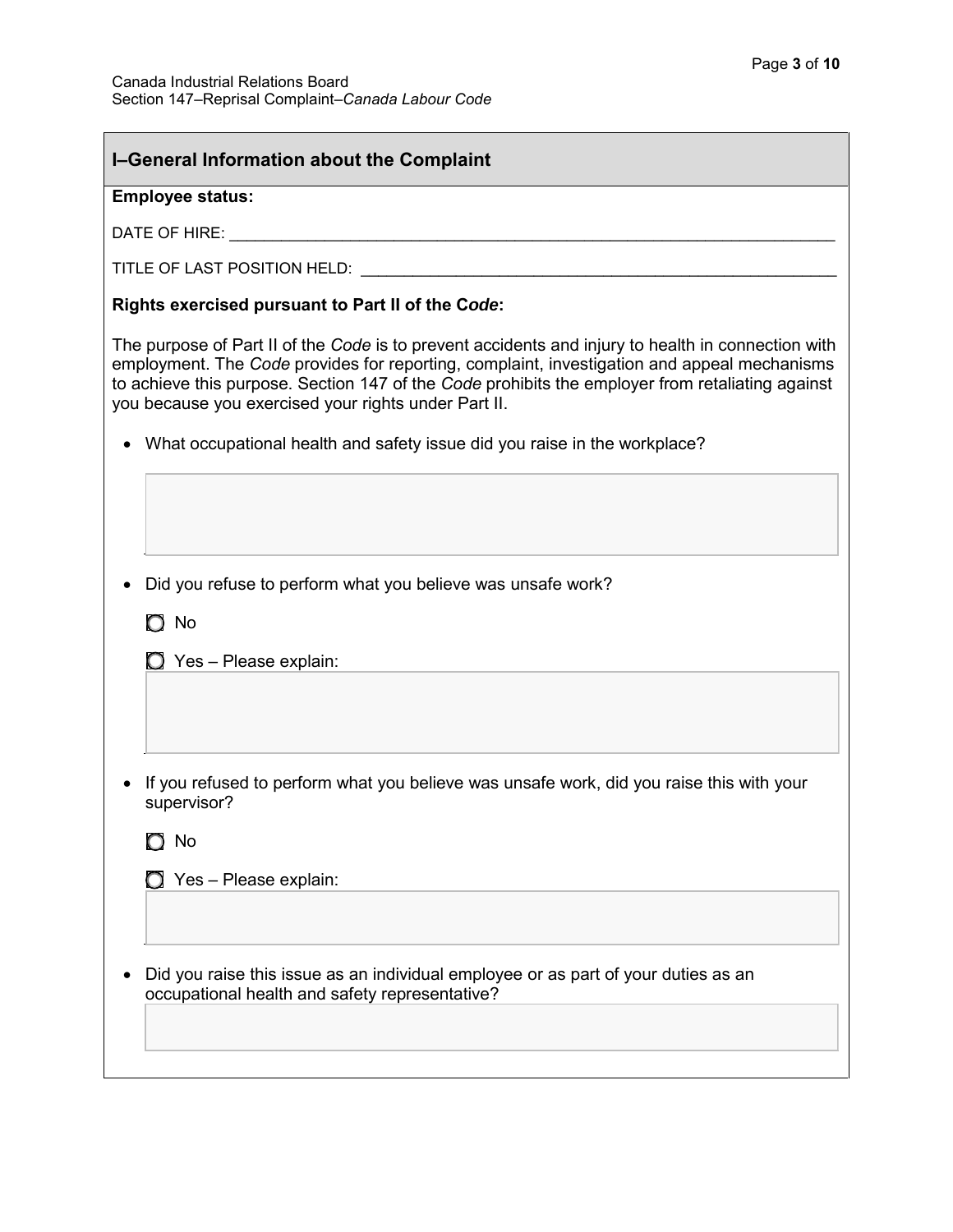## I–General Information about the Complaint

**Employee status:**

DATE OF HIRE: ___________________________________________________________________

TITLE OF LAST POSITION HELD: ____________________________________________________

**Rights exercised pursuant to Part II of the C*ode*:**

The purpose of Part II of the *Code* is to prevent accidents and injury to health in connection with employment. The *Code* provides for reporting, complaint, investigation and appeal mechanisms to achieve this purpose. Section 147 of the *Code* prohibits the employer from retaliating against you because you exercised your rights under Part II.

- What occupational health and safety issue did you raise in the workplace?

- Did you refuse to perform what you believe was unsafe work?

  ◯ No

  ◯ Yes – Please explain:

- If you refused to perform what you believe was unsafe work, did you raise this with your supervisor?

  ◯ No

  ◯ Yes – Please explain:

- Did you raise this issue as an individual employee or as part of your duties as an occupational health and safety representative?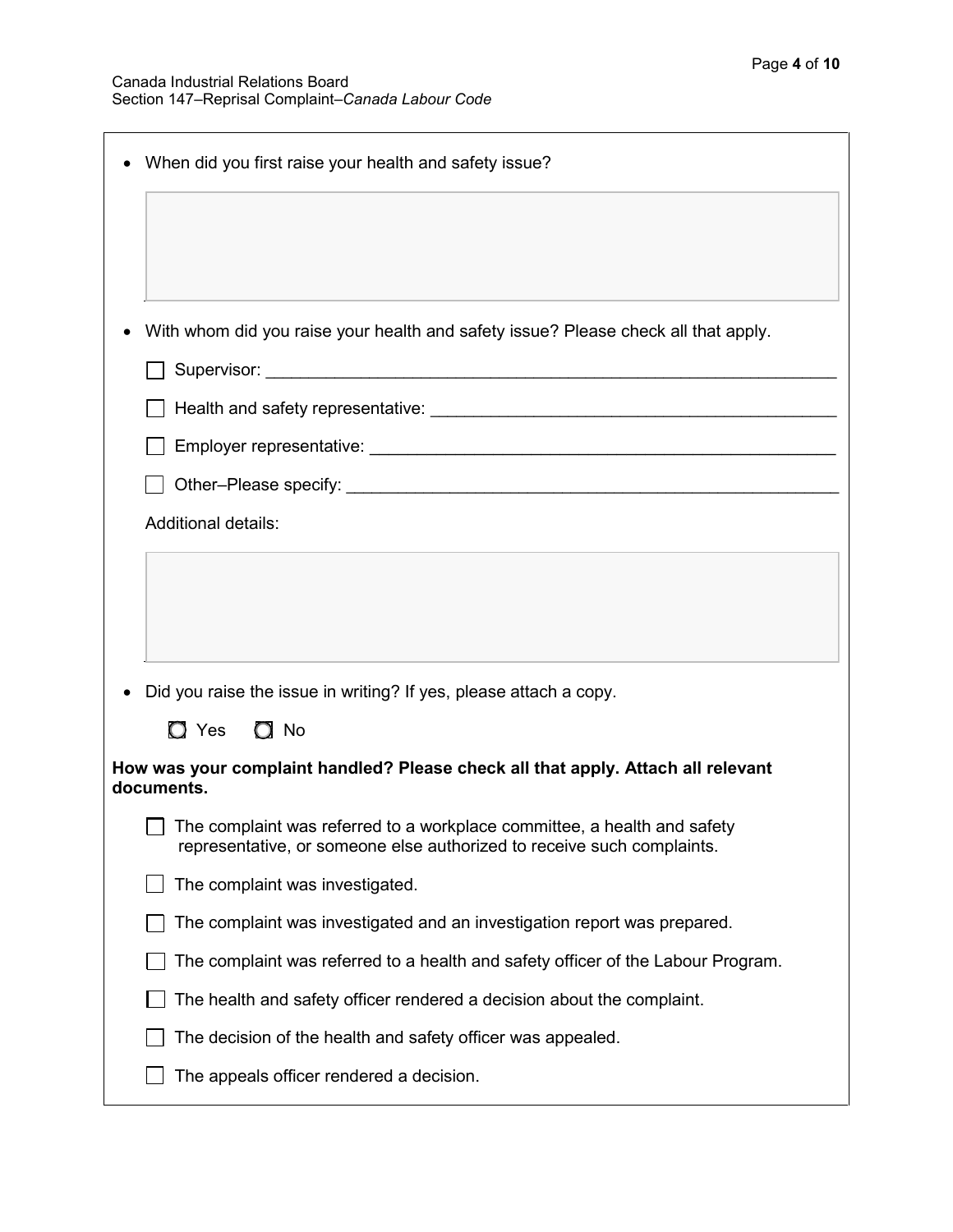- When did you first raise your health and safety issue?

- With whom did you raise your health and safety issue? Please check all that apply.

  - [ ] Supervisor: \_\_\_\_\_\_\_\_\_\_\_\_\_\_\_\_\_\_\_\_\_\_\_\_\_\_\_\_\_\_\_\_\_\_\_\_\_\_\_\_\_\_\_\_\_\_\_\_\_\_\_\_\_\_\_\_\_\_
  - [ ] Health and safety representative: \_\_\_\_\_\_\_\_\_\_\_\_\_\_\_\_\_\_\_\_\_\_\_\_\_\_\_\_\_\_\_\_\_\_\_\_\_\_\_\_
  - [ ] Employer representative: \_\_\_\_\_\_\_\_\_\_\_\_\_\_\_\_\_\_\_\_\_\_\_\_\_\_\_\_\_\_\_\_\_\_\_\_\_\_\_\_\_\_\_\_\_\_
  - [ ] Other–Please specify: \_\_\_\_\_\_\_\_\_\_\_\_\_\_\_\_\_\_\_\_\_\_\_\_\_\_\_\_\_\_\_\_\_\_\_\_\_\_\_\_\_\_\_\_\_\_\_\_

  Additional details:

- Did you raise the issue in writing? If yes, please attach a copy.

  ○ Yes ○ No

**How was your complaint handled? Please check all that apply. Attach all relevant documents.**

- [ ] The complaint was referred to a workplace committee, a health and safety representative, or someone else authorized to receive such complaints.
- [ ] The complaint was investigated.
- [ ] The complaint was investigated and an investigation report was prepared.
- [ ] The complaint was referred to a health and safety officer of the Labour Program.
- [ ] The health and safety officer rendered a decision about the complaint.
- [ ] The decision of the health and safety officer was appealed.
- [ ] The appeals officer rendered a decision.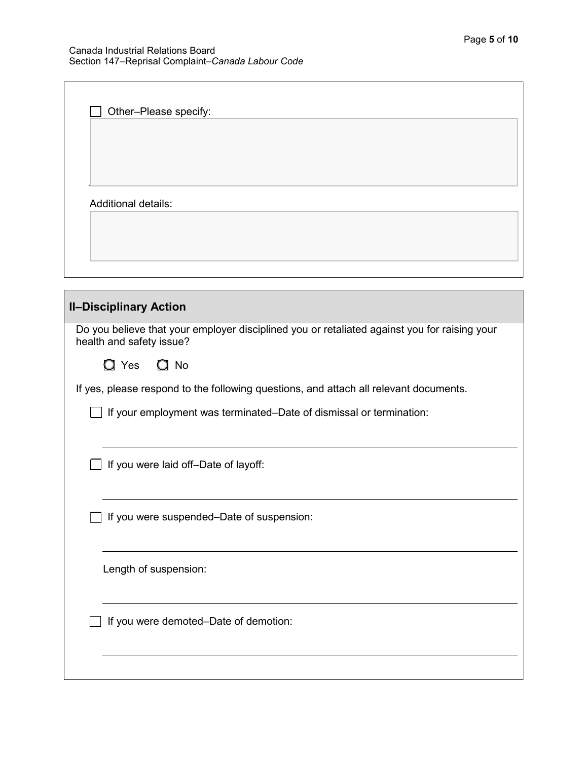- [ ] Other–Please specify:

Additional details:

## II–Disciplinary Action

Do you believe that your employer disciplined you or retaliated against you for raising your health and safety issue?

○ Yes ○ No

If yes, please respond to the following questions, and attach all relevant documents.

- [ ] If your employment was terminated–Date of dismissal or termination:

_______________________________________________

- [ ] If you were laid off–Date of layoff:

_______________________________________________

- [ ] If you were suspended–Date of suspension:

_______________________________________________

Length of suspension:

_______________________________________________

- [ ] If you were demoted–Date of demotion:

_______________________________________________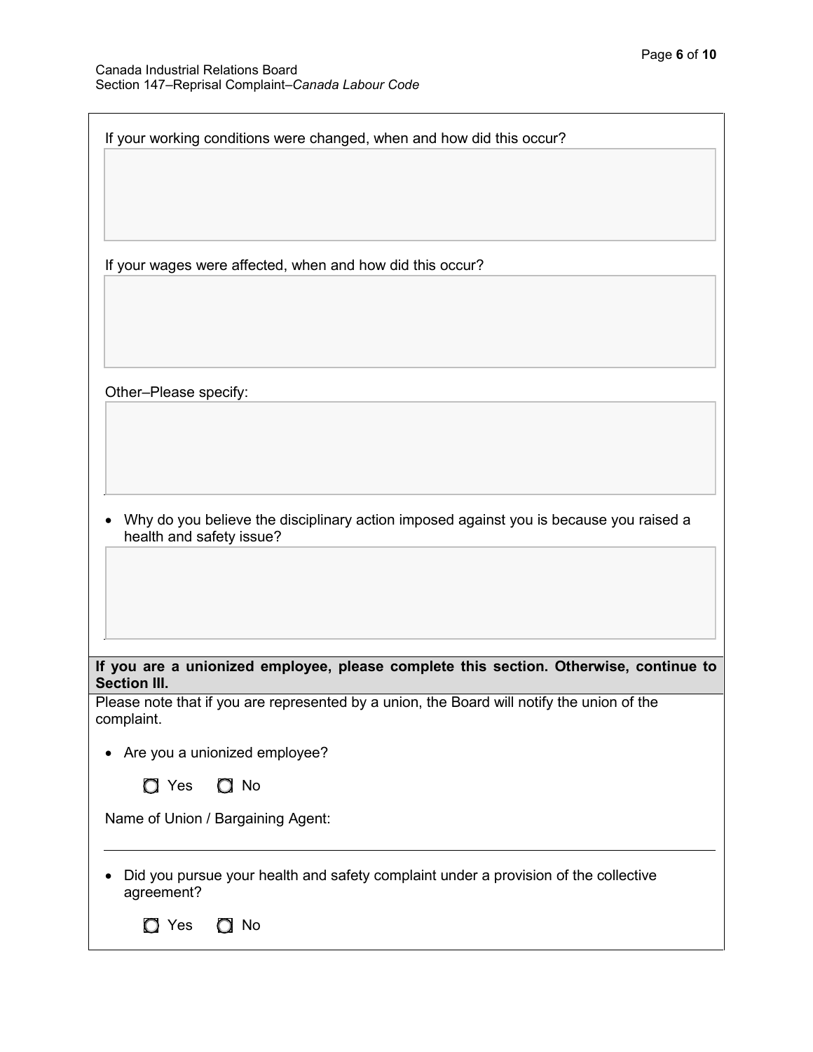If your working conditions were changed, when and how did this occur?

If your wages were affected, when and how did this occur?

Other–Please specify:

- Why do you believe the disciplinary action imposed against you is because you raised a health and safety issue?

**If you are a unionized employee, please complete this section. Otherwise, continue to Section III.**

Please note that if you are represented by a union, the Board will notify the union of the complaint.

- Are you a unionized employee?

  ◯ Yes ◯ No

Name of Union / Bargaining Agent:

- Did you pursue your health and safety complaint under a provision of the collective agreement?

  ◯ Yes ◯ No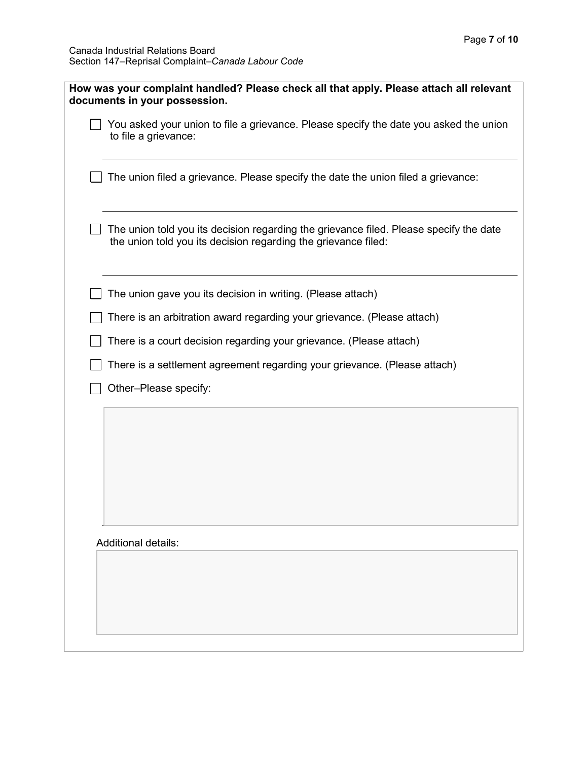**How was your complaint handled? Please check all that apply. Please attach all relevant documents in your possession.**

- [ ] You asked your union to file a grievance. Please specify the date you asked the union to file a grievance:

______________________________

- [ ] The union filed a grievance. Please specify the date the union filed a grievance:

______________________________

- [ ] The union told you its decision regarding the grievance filed. Please specify the date the union told you its decision regarding the grievance filed:

______________________________

- [ ] The union gave you its decision in writing. (Please attach)
- [ ] There is an arbitration award regarding your grievance. (Please attach)
- [ ] There is a court decision regarding your grievance. (Please attach)
- [ ] There is a settlement agreement regarding your grievance. (Please attach)
- [ ] Other–Please specify:

Additional details: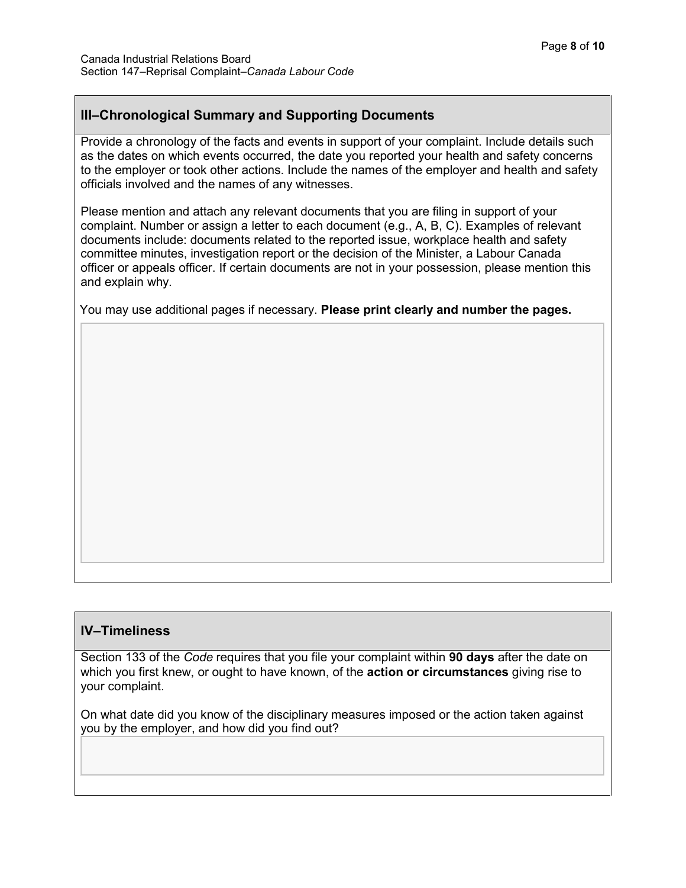## III–Chronological Summary and Supporting Documents

Provide a chronology of the facts and events in support of your complaint. Include details such as the dates on which events occurred, the date you reported your health and safety concerns to the employer or took other actions. Include the names of the employer and health and safety officials involved and the names of any witnesses.

Please mention and attach any relevant documents that you are filing in support of your complaint. Number or assign a letter to each document (e.g., A, B, C). Examples of relevant documents include: documents related to the reported issue, workplace health and safety committee minutes, investigation report or the decision of the Minister, a Labour Canada officer or appeals officer. If certain documents are not in your possession, please mention this and explain why.

You may use additional pages if necessary. **Please print clearly and number the pages.**

## IV–Timeliness

Section 133 of the *Code* requires that you file your complaint within **90 days** after the date on which you first knew, or ought to have known, of the **action or circumstances** giving rise to your complaint.

On what date did you know of the disciplinary measures imposed or the action taken against you by the employer, and how did you find out?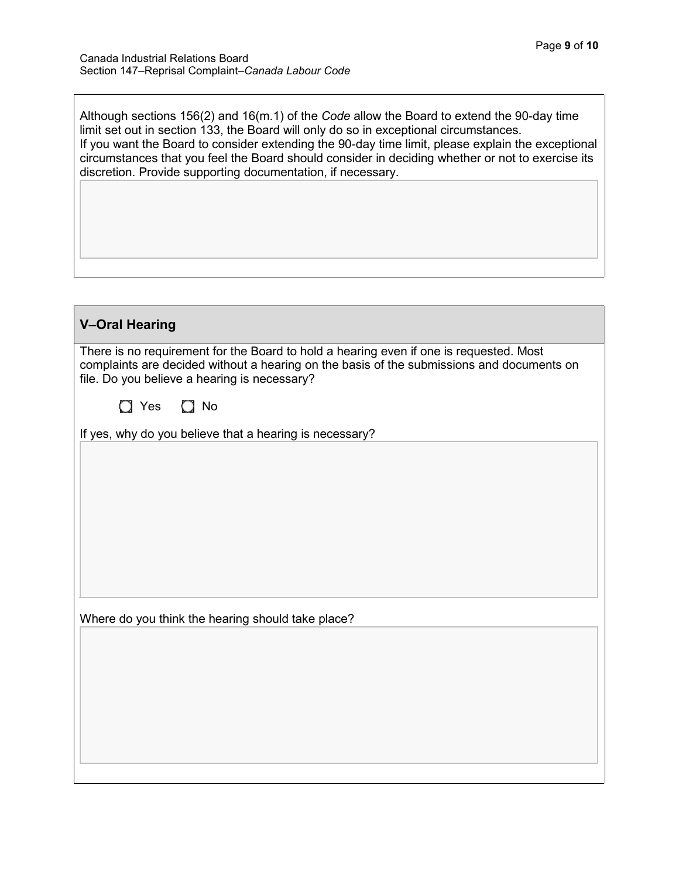Although sections 156(2) and 16(m.1) of the *Code* allow the Board to extend the 90-day time limit set out in section 133, the Board will only do so in exceptional circumstances.
If you want the Board to consider extending the 90-day time limit, please explain the exceptional circumstances that you feel the Board should consider in deciding whether or not to exercise its discretion. Provide supporting documentation, if necessary.

## V–Oral Hearing

There is no requirement for the Board to hold a hearing even if one is requested. Most complaints are decided without a hearing on the basis of the submissions and documents on file. Do you believe a hearing is necessary?

☐ Yes ☐ No

If yes, why do you believe that a hearing is necessary?

Where do you think the hearing should take place?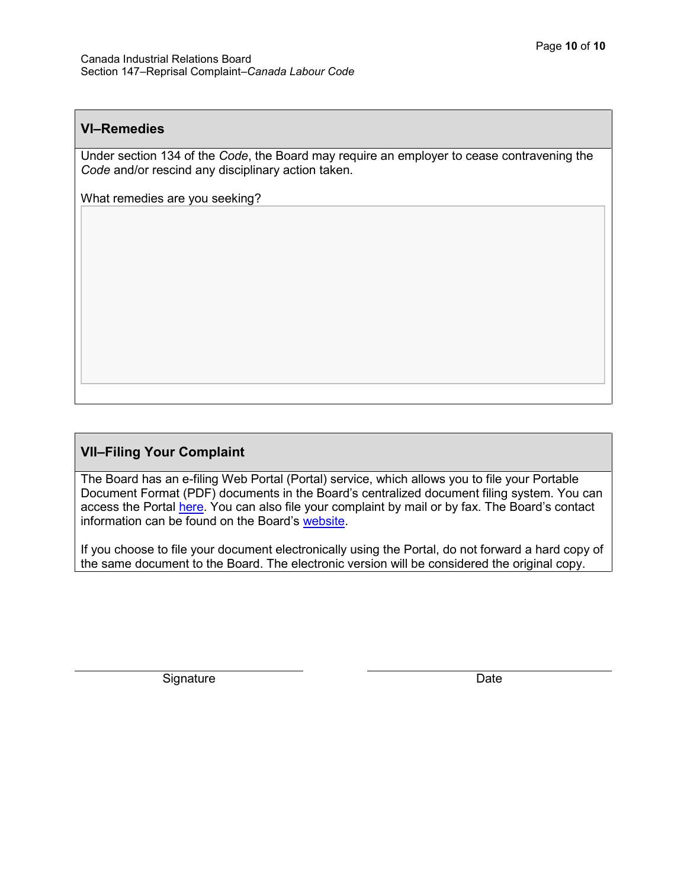## VI–Remedies

Under section 134 of the *Code*, the Board may require an employer to cease contravening the *Code* and/or rescind any disciplinary action taken.

What remedies are you seeking?

## VII–Filing Your Complaint

The Board has an e-filing Web Portal (Portal) service, which allows you to file your Portable Document Format (PDF) documents in the Board's centralized document filing system. You can access the Portal here. You can also file your complaint by mail or by fax. The Board's contact information can be found on the Board's website.

If you choose to file your document electronically using the Portal, do not forward a hard copy of the same document to the Board. The electronic version will be considered the original copy.

Signature

Date